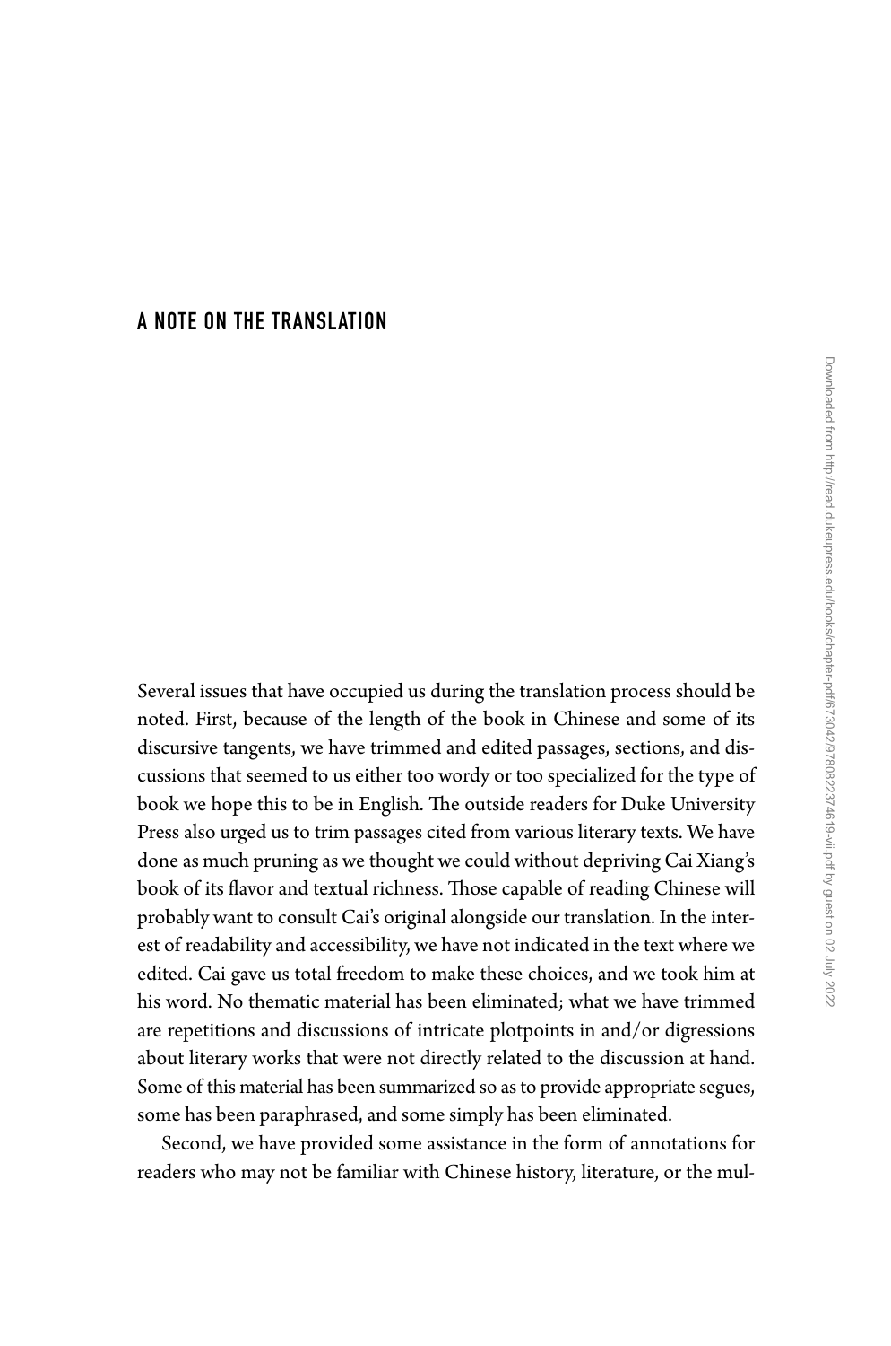# A NOTE ON THE TRANSLATION

Several issues that have occupied us during the translation process should be noted. First, because of the length of the book in Chinese and some of its discursive tangents, we have trimmed and edited passages, sections, and discussions that seemed to us either too wordy or too specialized for the type of book we hope this to be in English. The outside readers for Duke University Press also urged us to trim passages cited from various literary texts. We have done as much pruning as we thought we could without depriving Cai Xiang's book of its flavor and textual richness. Those capable of reading Chinese will probably want to consult Cai's original alongside our translation. In the interest of readability and accessibility, we have not indicated in the text where we edited. Cai gave us total freedom to make these choices, and we took him at his word. No thematic material has been eliminated; what we have trimmed are repetitions and discussions of intricate plotpoints in and/or digressions about literary works that were not directly related to the discussion at hand. Some of this material has been summarized so as to provide appropriate segues, some has been paraphrased, and some simply has been eliminated.

Second, we have provided some assistance in the form of annotations for readers who may not be familiar with Chinese history, literature, or the mul-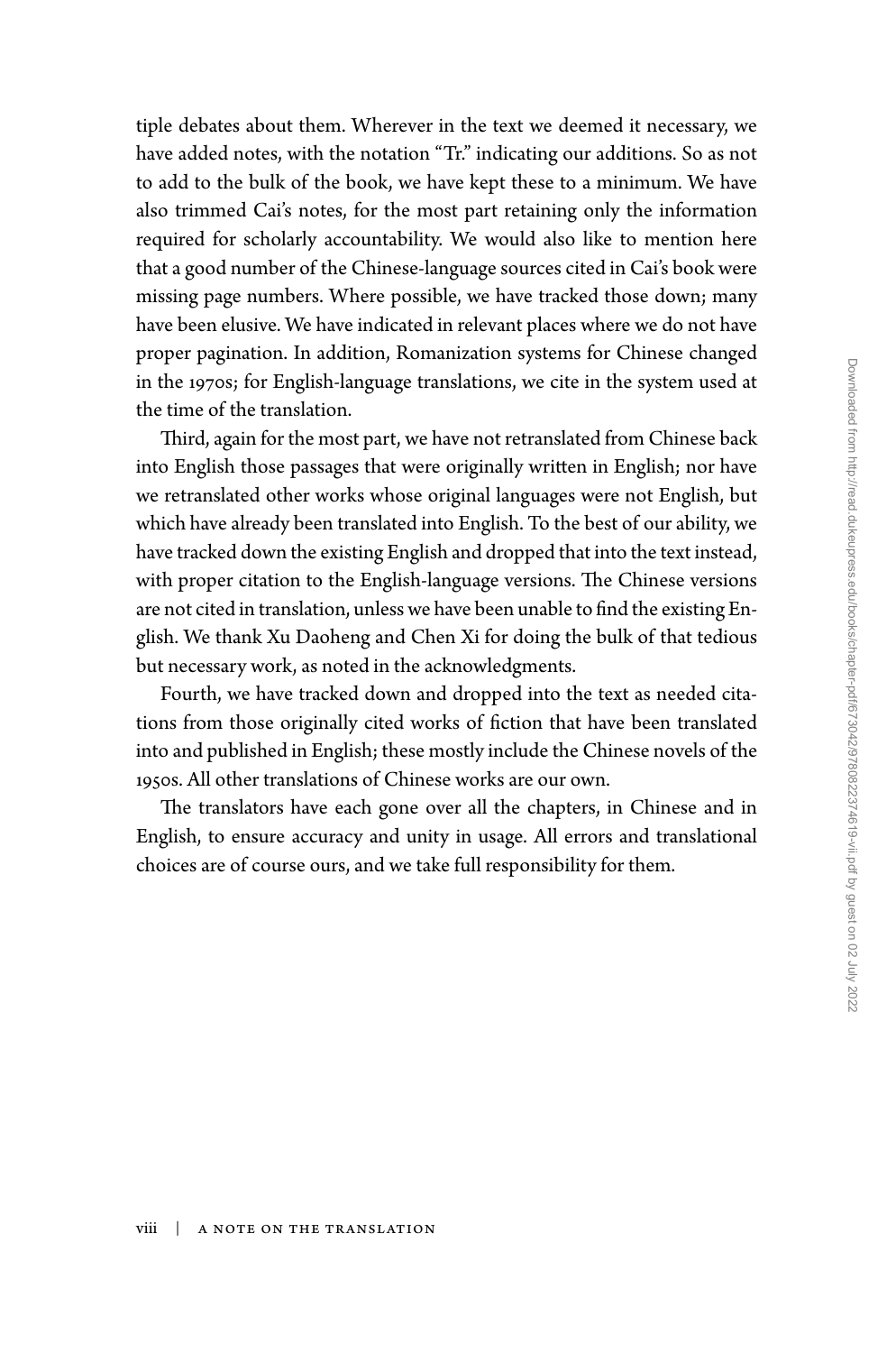tiple debates about them. Wherever in the text we deemed it necessary, we have added notes, with the notation "Tr." indicating our additions. So as not to add to the bulk of the book, we have kept these to a minimum. We have also trimmed Cai's notes, for the most part retaining only the information required for scholarly accountability. We would also like to mention here that a good number of the Chinese-language sources cited in Cai's book were missing page numbers. Where possible, we have tracked those down; many have been elusive. We have indicated in relevant places where we do not have proper pagination. In addition, Romanization systems for Chinese changed in the 1970s; for English-language translations, we cite in the system used at the time of the translation.

Third, again for the most part, we have not retranslated from Chinese back into English those passages that were originally written in English; nor have we retranslated other works whose original languages were not English, but which have already been translated into English. To the best of our ability, we have tracked down the existing English and dropped that into the text instead, with proper citation to the English-language versions. The Chinese versions are not cited in translation, unless we have been unable to find the existing English. We thank Xu Daoheng and Chen Xi for doing the bulk of that tedious but necessary work, as noted in the acknowledgments.

Fourth, we have tracked down and dropped into the text as needed citations from those originally cited works of fiction that have been translated into and published in English; these mostly include the Chinese novels of the 1950s. All other translations of Chinese works are our own.

The translators have each gone over all the chapters, in Chinese and in English, to ensure accuracy and unity in usage. All errors and translational choices are of course ours, and we take full responsibility for them.